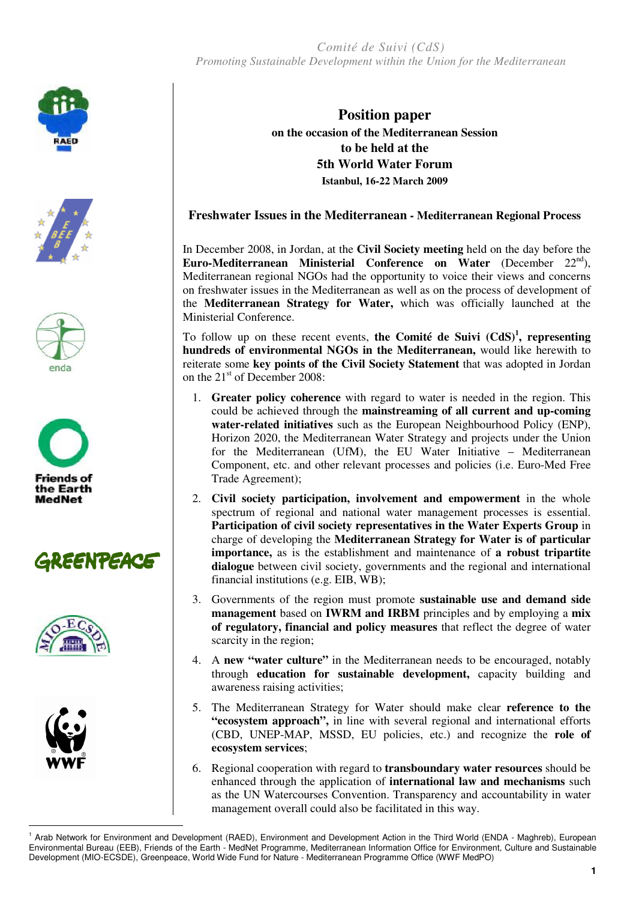*Comité de Suivi (CdS)*
*Promoting Sustainable Development within the Union for the Mediterranean*

# Position paper

**on the occasion of the Mediterranean Session to be held at the 5th World Water Forum**

**Istanbul, 16-22 March 2009**

## Freshwater Issues in the Mediterranean - Mediterranean Regional Process

In December 2008, in Jordan, at the **Civil Society meeting** held on the day before the **Euro-Mediterranean Ministerial Conference on Water** (December 22nd), Mediterranean regional NGOs had the opportunity to voice their views and concerns on freshwater issues in the Mediterranean as well as on the process of development of the **Mediterranean Strategy for Water,** which was officially launched at the Ministerial Conference.

To follow up on these recent events, **the Comité de Suivi (CdS)[1], representing hundreds of environmental NGOs in the Mediterranean,** would like herewith to reiterate some **key points of the Civil Society Statement** that was adopted in Jordan on the 21st of December 2008:

1. **Greater policy coherence** with regard to water is needed in the region. This could be achieved through the **mainstreaming of all current and up-coming water-related initiatives** such as the European Neighbourhood Policy (ENP), Horizon 2020, the Mediterranean Water Strategy and projects under the Union for the Mediterranean (UfM), the EU Water Initiative – Mediterranean Component, etc. and other relevant processes and policies (i.e. Euro-Med Free Trade Agreement);
2. **Civil society participation, involvement and empowerment** in the whole spectrum of regional and national water management processes is essential. **Participation of civil society representatives in the Water Experts Group** in charge of developing the **Mediterranean Strategy for Water is of particular importance,** as is the establishment and maintenance of **a robust tripartite dialogue** between civil society, governments and the regional and international financial institutions (e.g. EIB, WB);
3. Governments of the region must promote **sustainable use and demand side management** based on **IWRM and IRBM** principles and by employing a **mix of regulatory, financial and policy measures** that reflect the degree of water scarcity in the region;
4. A **new "water culture"** in the Mediterranean needs to be encouraged, notably through **education for sustainable development,** capacity building and awareness raising activities;
5. The Mediterranean Strategy for Water should make clear **reference to the "ecosystem approach",** in line with several regional and international efforts (CBD, UNEP-MAP, MSSD, EU policies, etc.) and recognize the **role of ecosystem services**;
6. Regional cooperation with regard to **transboundary water resources** should be enhanced through the application of **international law and mechanisms** such as the UN Watercourses Convention. Transparency and accountability in water management overall could also be facilitated in this way.

---

[1] Arab Network for Environment and Development (RAED), Environment and Development Action in the Third World (ENDA - Maghreb), European Environmental Bureau (EEB), Friends of the Earth - MedNet Programme, Mediterranean Information Office for Environment, Culture and Sustainable Development (MIO-ECSDE), Greenpeace, World Wide Fund for Nature - Mediterranean Programme Office (WWF MedPO)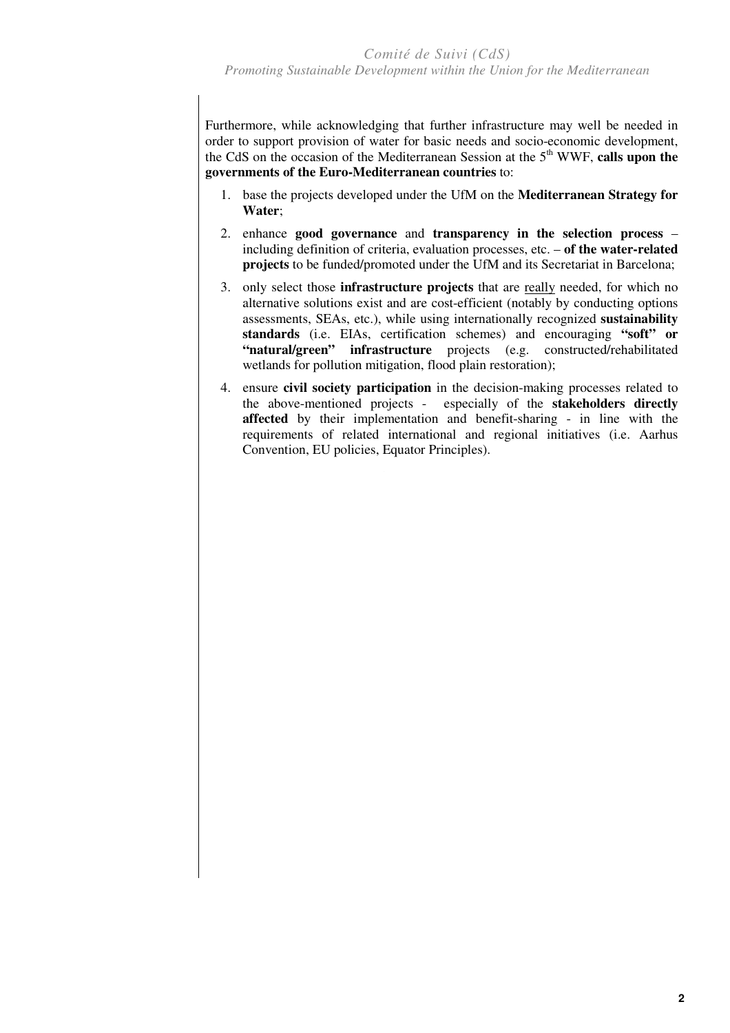Furthermore, while acknowledging that further infrastructure may well be needed in order to support provision of water for basic needs and socio-economic development, the CdS on the occasion of the Mediterranean Session at the 5th WWF, **calls upon the governments of the Euro-Mediterranean countries** to:

1. base the projects developed under the UfM on the **Mediterranean Strategy for Water**;
2. enhance **good governance** and **transparency in the selection process** – including definition of criteria, evaluation processes, etc. – **of the water-related projects** to be funded/promoted under the UfM and its Secretariat in Barcelona;
3. only select those **infrastructure projects** that are <u>really</u> needed, for which no alternative solutions exist and are cost-efficient (notably by conducting options assessments, SEAs, etc.), while using internationally recognized **sustainability standards** (i.e. EIAs, certification schemes) and encouraging **"soft" or "natural/green" infrastructure** projects (e.g. constructed/rehabilitated wetlands for pollution mitigation, flood plain restoration);
4. ensure **civil society participation** in the decision-making processes related to the above-mentioned projects - especially of the **stakeholders directly affected** by their implementation and benefit-sharing - in line with the requirements of related international and regional initiatives (i.e. Aarhus Convention, EU policies, Equator Principles).